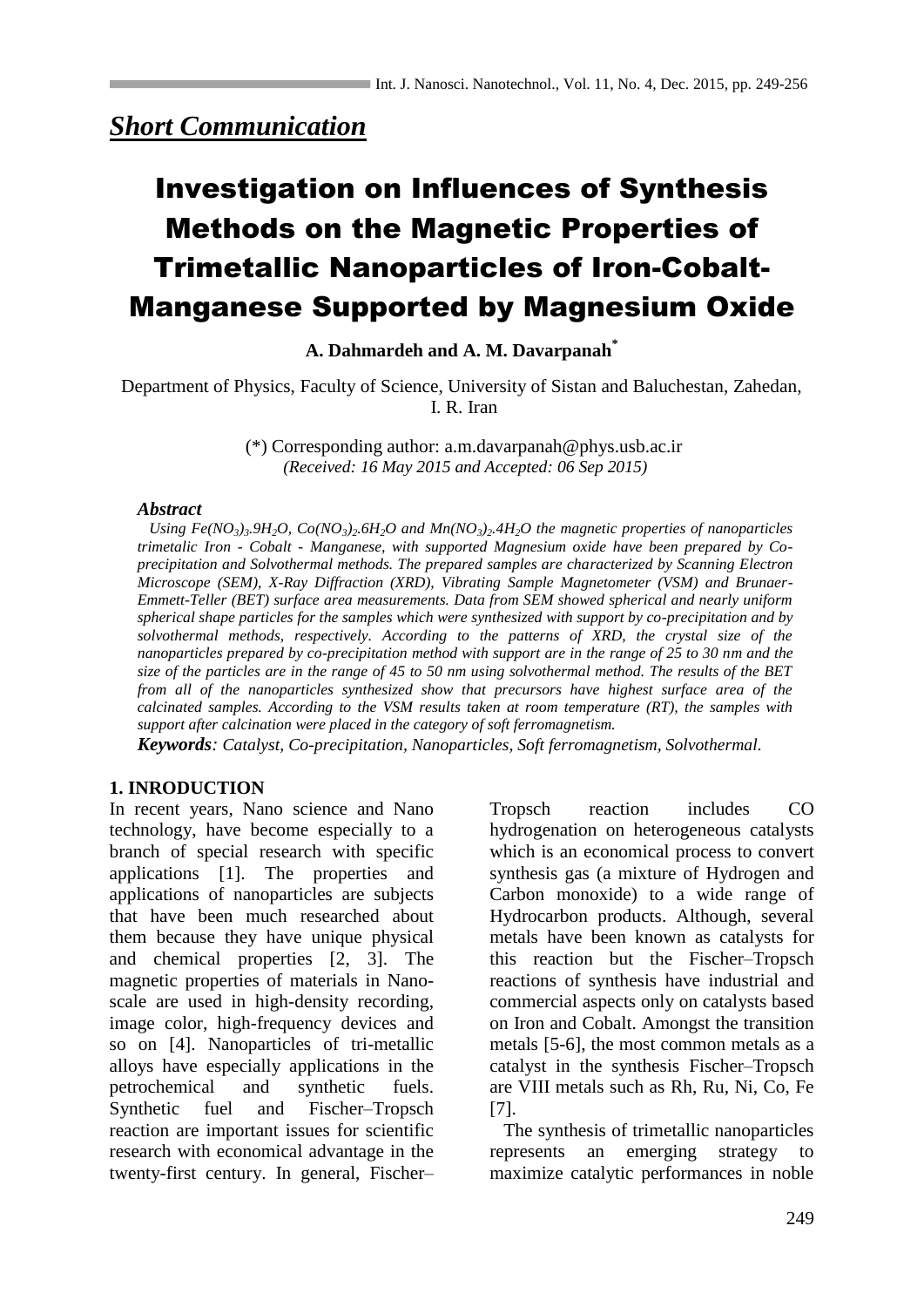## *Short Communication*

# Investigation on Influences of Synthesis Methods on the Magnetic Properties of Trimetallic Nanoparticles of Iron-Cobalt-Manganese Supported by Magnesium Oxide

**A. Dahmardeh and A. M. Davarpanah[*]**

Department of Physics, Faculty of Science, University of Sistan and Baluchestan, Zahedan, I. R. Iran

(*) Corresponding author: a.m.davarpanah@phys.usb.ac.ir
*(Received: 16 May 2015 and Accepted: 06 Sep 2015)*

### *Abstract*

*Using $Fe(NO_3)_3.9H_2O$, $Co(NO_3)_2.6H_2O$ and $Mn(NO_3)_2.4H_2O$ the magnetic properties of nanoparticles trimetalic Iron - Cobalt - Manganese, with supported Magnesium oxide have been prepared by Co-precipitation and Solvothermal methods. The prepared samples are characterized by Scanning Electron Microscope (SEM), X-Ray Diffraction (XRD), Vibrating Sample Magnetometer (VSM) and Brunaer-Emmett-Teller (BET) surface area measurements. Data from SEM showed spherical and nearly uniform spherical shape particles for the samples which were synthesized with support by co-precipitation and by solvothermal methods, respectively. According to the patterns of XRD, the crystal size of the nanoparticles prepared by co-precipitation method with support are in the range of 25 to 30 nm and the size of the particles are in the range of 45 to 50 nm using solvothermal method. The results of the BET from all of the nanoparticles synthesized show that precursors have highest surface area of the calcinated samples. According to the VSM results taken at room temperature (RT), the samples with support after calcination were placed in the category of soft ferromagnetism.*

***Keywords**: Catalyst, Co-precipitation, Nanoparticles, Soft ferromagnetism, Solvothermal.*

## 1. INRODUCTION

In recent years, Nano science and Nano technology, have become especially to a branch of special research with specific applications [1]. The properties and applications of nanoparticles are subjects that have been much researched about them because they have unique physical and chemical properties [2, 3]. The magnetic properties of materials in Nano-scale are used in high-density recording, image color, high-frequency devices and so on [4]. Nanoparticles of tri-metallic alloys have especially applications in the petrochemical and synthetic fuels. Synthetic fuel and Fischer–Tropsch reaction are important issues for scientific research with economical advantage in the twenty-first century. In general, Fischer–Tropsch reaction includes CO hydrogenation on heterogeneous catalysts which is an economical process to convert synthesis gas (a mixture of Hydrogen and Carbon monoxide) to a wide range of Hydrocarbon products. Although, several metals have been known as catalysts for this reaction but the Fischer–Tropsch reactions of synthesis have industrial and commercial aspects only on catalysts based on Iron and Cobalt. Amongst the transition metals [5-6], the most common metals as a catalyst in the synthesis Fischer–Tropsch are VIII metals such as Rh, Ru, Ni, Co, Fe [7].

The synthesis of trimetallic nanoparticles represents an emerging strategy to maximize catalytic performances in noble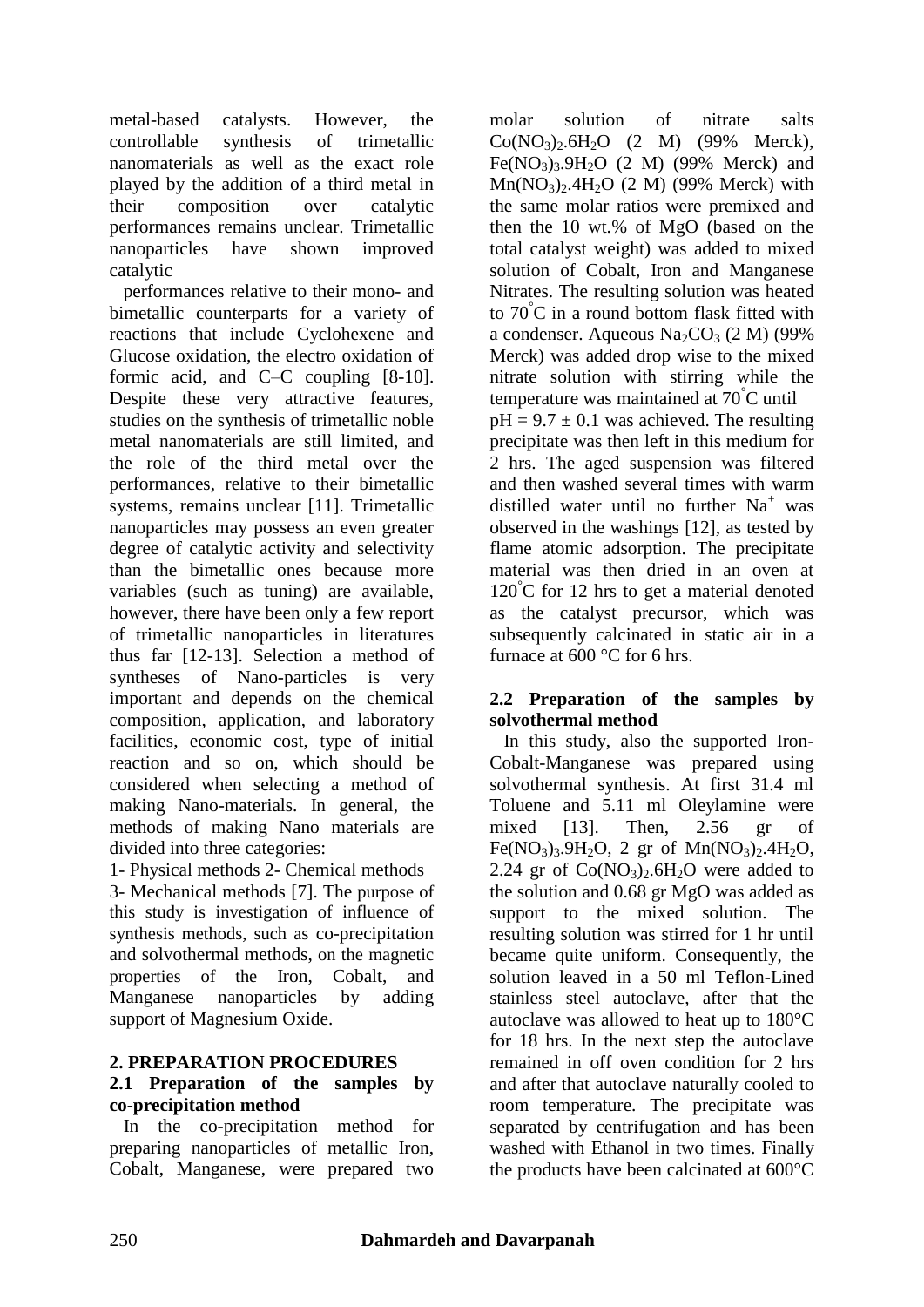metal-based catalysts. However, the controllable synthesis of trimetallic nanomaterials as well as the exact role played by the addition of a third metal in their composition over catalytic performances remains unclear. Trimetallic nanoparticles have shown improved catalytic

performances relative to their mono- and bimetallic counterparts for a variety of reactions that include Cyclohexene and Glucose oxidation, the electro oxidation of formic acid, and C–C coupling [8-10]. Despite these very attractive features, studies on the synthesis of trimetallic noble metal nanomaterials are still limited, and the role of the third metal over the performances, relative to their bimetallic systems, remains unclear [11]. Trimetallic nanoparticles may possess an even greater degree of catalytic activity and selectivity than the bimetallic ones because more variables (such as tuning) are available, however, there have been only a few report of trimetallic nanoparticles in literatures thus far [12-13]. Selection a method of syntheses of Nano-particles is very important and depends on the chemical composition, application, and laboratory facilities, economic cost, type of initial reaction and so on, which should be considered when selecting a method of making Nano-materials. In general, the methods of making Nano materials are divided into three categories:

1- Physical methods 2- Chemical methods 3- Mechanical methods [7]. The purpose of this study is investigation of influence of synthesis methods, such as co-precipitation and solvothermal methods, on the magnetic properties of the Iron, Cobalt, and Manganese nanoparticles by adding support of Magnesium Oxide.

## 2. PREPARATION PROCEDURES

### 2.1 Preparation of the samples by co-precipitation method

In the co-precipitation method for preparing nanoparticles of metallic Iron, Cobalt, Manganese, were prepared two molar solution of nitrate salts $Co(NO_3)_2.6H_2O$ (2 M) (99% Merck), $Fe(NO_3)_3.9H_2O$ (2 M) (99% Merck) and $Mn(NO_3)_2.4H_2O$ (2 M) (99% Merck) with the same molar ratios were premixed and then the 10 wt.% of MgO (based on the total catalyst weight) was added to mixed solution of Cobalt, Iron and Manganese Nitrates. The resulting solution was heated to 70°C in a round bottom flask fitted with a condenser. Aqueous $Na_2CO_3$ (2 M) (99% Merck) was added drop wise to the mixed nitrate solution with stirring while the temperature was maintained at 70°C until $pH = 9.7 \pm 0.1$ was achieved. The resulting precipitate was then left in this medium for 2 hrs. The aged suspension was filtered and then washed several times with warm distilled water until no further $Na^+$ was observed in the washings [12], as tested by flame atomic adsorption. The precipitate material was then dried in an oven at 120°C for 12 hrs to get a material denoted as the catalyst precursor, which was subsequently calcinated in static air in a furnace at 600 °C for 6 hrs.

### 2.2 Preparation of the samples by solvothermal method

In this study, also the supported Iron-Cobalt-Manganese was prepared using solvothermal synthesis. At first 31.4 ml Toluene and 5.11 ml Oleylamine were mixed [13]. Then, 2.56 gr of $Fe(NO_3)_3.9H_2O$, 2 gr of $Mn(NO_3)_2.4H_2O$, 2.24 gr of $Co(NO_3)_2.6H_2O$ were added to the solution and 0.68 gr MgO was added as support to the mixed solution. The resulting solution was stirred for 1 hr until became quite uniform. Consequently, the solution leaved in a 50 ml Teflon-Lined stainless steel autoclave, after that the autoclave was allowed to heat up to 180°C for 18 hrs. In the next step the autoclave remained in off oven condition for 2 hrs and after that autoclave naturally cooled to room temperature. The precipitate was separated by centrifugation and has been washed with Ethanol in two times. Finally the products have been calcinated at 600°C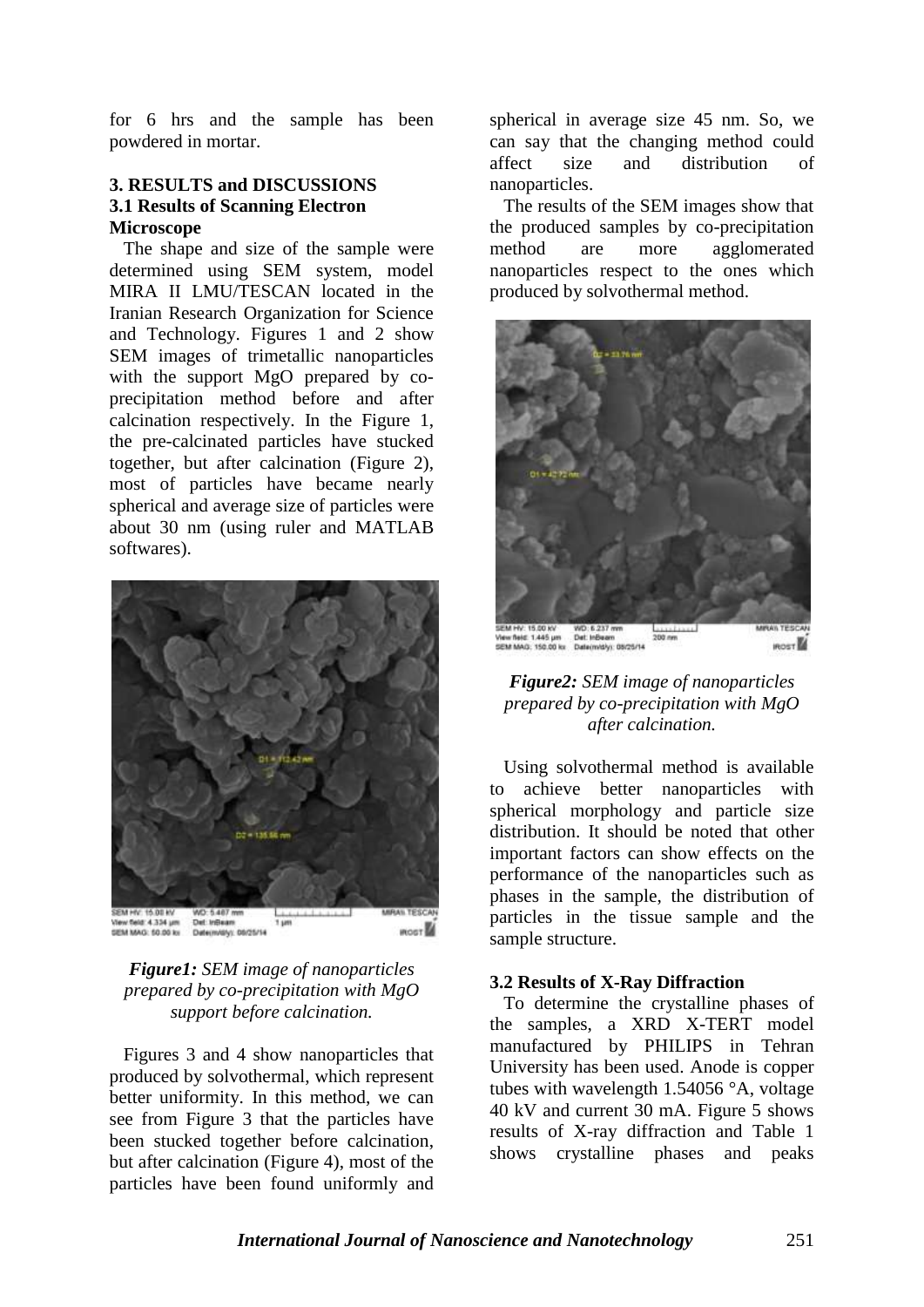for 6 hrs and the sample has been powdered in mortar.

## 3. RESULTS and DISCUSSIONS

### 3.1 Results of Scanning Electron Microscope

The shape and size of the sample were determined using SEM system, model MIRA II LMU/TESCAN located in the Iranian Research Organization for Science and Technology. Figures 1 and 2 show SEM images of trimetallic nanoparticles with the support MgO prepared by co-precipitation method before and after calcination respectively. In the Figure 1, the pre-calcinated particles have stucked together, but after calcination (Figure 2), most of particles have became nearly spherical and average size of particles were about 30 nm (using ruler and MATLAB softwares).

*Figure1: SEM image of nanoparticles prepared by co-precipitation with MgO support before calcination.*

Figures 3 and 4 show nanoparticles that produced by solvothermal, which represent better uniformity. In this method, we can see from Figure 3 that the particles have been stucked together before calcination, but after calcination (Figure 4), most of the particles have been found uniformly and spherical in average size 45 nm. So, we can say that the changing method could affect size and distribution of nanoparticles.

The results of the SEM images show that the produced samples by co-precipitation method are more agglomerated nanoparticles respect to the ones which produced by solvothermal method.

*Figure2: SEM image of nanoparticles prepared by co-precipitation with MgO after calcination.*

Using solvothermal method is available to achieve better nanoparticles with spherical morphology and particle size distribution. It should be noted that other important factors can show effects on the performance of the nanoparticles such as phases in the sample, the distribution of particles in the tissue sample and the sample structure.

### 3.2 Results of X-Ray Diffraction

To determine the crystalline phases of the samples, a XRD X-TERT model manufactured by PHILIPS in Tehran University has been used. Anode is copper tubes with wavelength 1.54056 °A, voltage 40 kV and current 30 mA. Figure 5 shows results of X-ray diffraction and Table 1 shows crystalline phases and peaks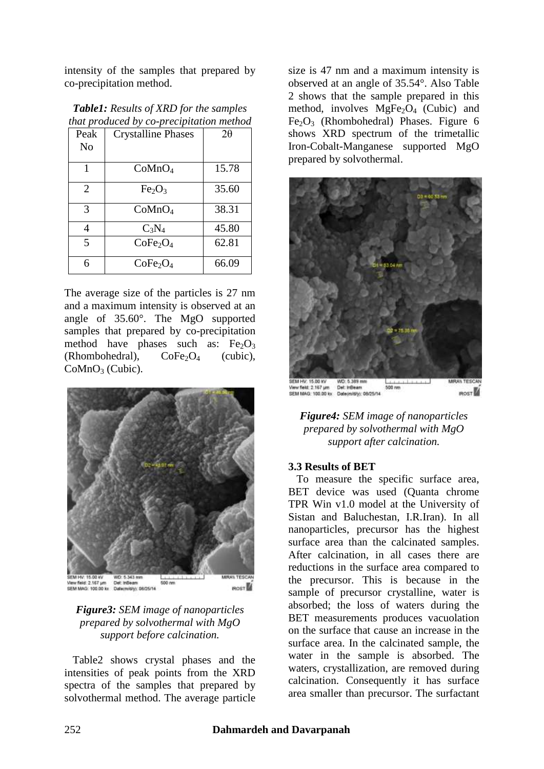intensity of the samples that prepared by co-precipitation method.

***Table1:*** *Results of XRD for the samples that produced by co-precipitation method*

| Peak No | Crystalline Phases | 2θ |
|---|---|---|
| 1 | $CoMnO_4$ | 15.78 |
| 2 | $Fe_2O_3$ | 35.60 |
| 3 | $CoMnO_4$ | 38.31 |
| 4 | $C_3N_4$ | 45.80 |
| 5 | $CoFe_2O_4$ | 62.81 |
| 6 | $CoFe_2O_4$ | 66.09 |

The average size of the particles is 27 nm and a maximum intensity is observed at an angle of 35.60°. The MgO supported samples that prepared by co-precipitation method have phases such as: $Fe_2O_3$ (Rhombohedral), $CoFe_2O_4$ (cubic), $CoMnO_3$ (Cubic).

***Figure3:*** *SEM image of nanoparticles prepared by solvothermal with MgO support before calcination.*

Table2 shows crystal phases and the intensities of peak points from the XRD spectra of the samples that prepared by solvothermal method. The average particle size is 47 nm and a maximum intensity is observed at an angle of 35.54°. Also Table 2 shows that the sample prepared in this method, involves $MgFe_2O_4$ (Cubic) and $Fe_2O_3$ (Rhombohedral) Phases. Figure 6 shows XRD spectrum of the trimetallic Iron-Cobalt-Manganese supported MgO prepared by solvothermal.

***Figure4:*** *SEM image of nanoparticles prepared by solvothermal with MgO support after calcination.*

### 3.3 Results of BET

To measure the specific surface area, BET device was used (Quanta chrome TPR Win v1.0 model at the University of Sistan and Baluchestan, I.R.Iran). In all nanoparticles, precursor has the highest surface area than the calcinated samples. After calcination, in all cases there are reductions in the surface area compared to the precursor. This is because in the sample of precursor crystalline, water is absorbed; the loss of waters during the BET measurements produces vacuolation on the surface that cause an increase in the surface area. In the calcinated sample, the water in the sample is absorbed. The waters, crystallization, are removed during calcination. Consequently it has surface area smaller than precursor. The surfactant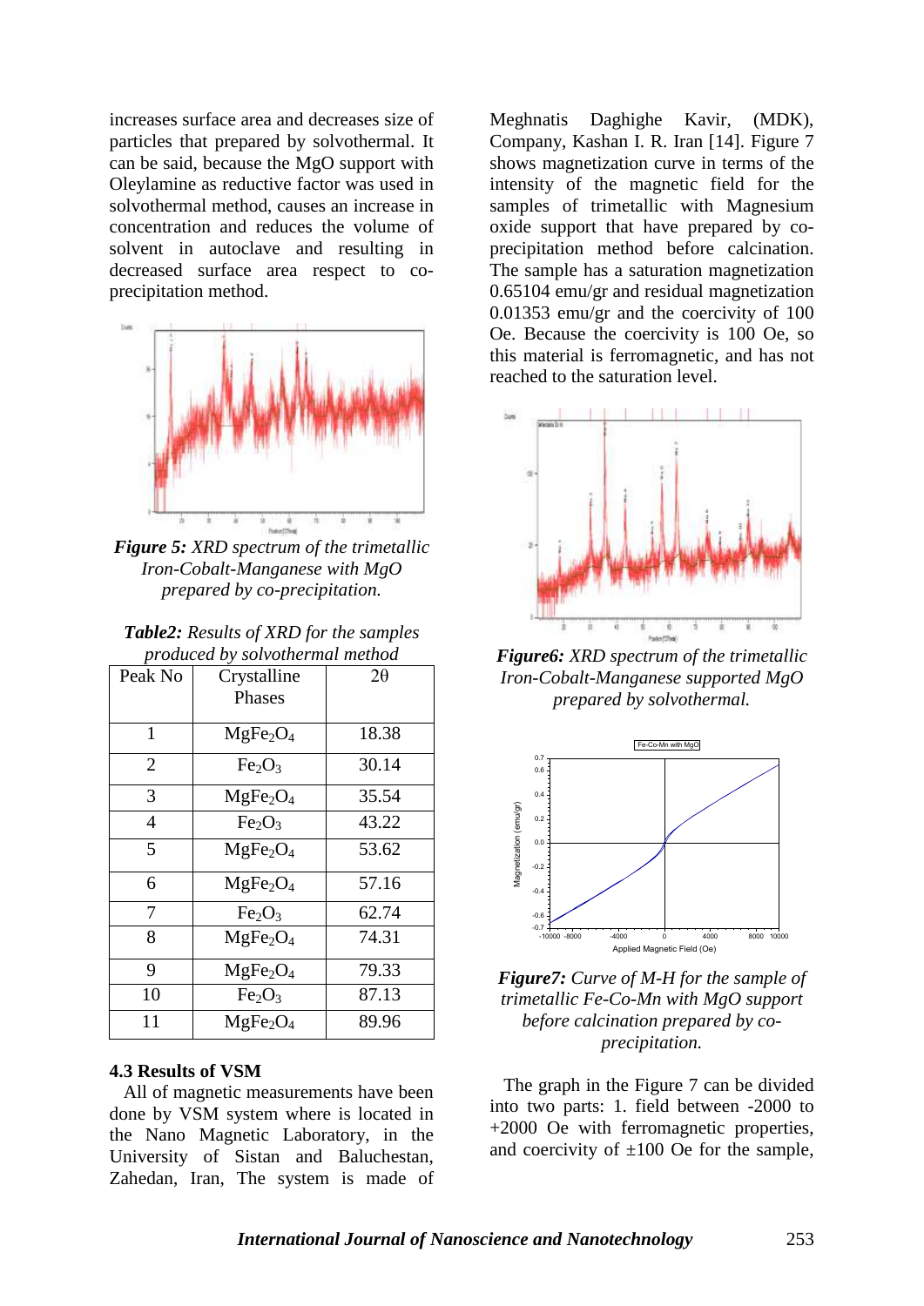increases surface area and decreases size of particles that prepared by solvothermal. It can be said, because the MgO support with Oleylamine as reductive factor was used in solvothermal method, causes an increase in concentration and reduces the volume of solvent in autoclave and resulting in decreased surface area respect to co-precipitation method.

***Figure 5:*** *XRD spectrum of the trimetallic Iron-Cobalt-Manganese with MgO prepared by co-precipitation.*

***Table2:*** *Results of XRD for the samples produced by solvothermal method*

| Peak No | Crystalline Phases | 2θ |
|---|---|---|
| 1 | $MgFe_2O_4$ | 18.38 |
| 2 | $Fe_2O_3$ | 30.14 |
| 3 | $MgFe_2O_4$ | 35.54 |
| 4 | $Fe_2O_3$ | 43.22 |
| 5 | $MgFe_2O_4$ | 53.62 |
| 6 | $MgFe_2O_4$ | 57.16 |
| 7 | $Fe_2O_3$ | 62.74 |
| 8 | $MgFe_2O_4$ | 74.31 |
| 9 | $MgFe_2O_4$ | 79.33 |
| 10 | $Fe_2O_3$ | 87.13 |
| 11 | $MgFe_2O_4$ | 89.96 |

### 4.3 Results of VSM

All of magnetic measurements have been done by VSM system where is located in the Nano Magnetic Laboratory, in the University of Sistan and Baluchestan, Zahedan, Iran, The system is made of Meghnatis Daghighe Kavir, (MDK), Company, Kashan I. R. Iran [14]. Figure 7 shows magnetization curve in terms of the intensity of the magnetic field for the samples of trimetallic with Magnesium oxide support that have prepared by co-precipitation method before calcination. The sample has a saturation magnetization 0.65104 emu/gr and residual magnetization 0.01353 emu/gr and the coercivity of 100 Oe. Because the coercivity is 100 Oe, so this material is ferromagnetic, and has not reached to the saturation level.

***Figure6:*** *XRD spectrum of the trimetallic Iron-Cobalt-Manganese supported MgO prepared by solvothermal.*

***Figure7:*** *Curve of M-H for the sample of trimetallic Fe-Co-Mn with MgO support before calcination prepared by co-precipitation.*

The graph in the Figure 7 can be divided into two parts: 1. field between -2000 to +2000 Oe with ferromagnetic properties, and coercivity of ±100 Oe for the sample,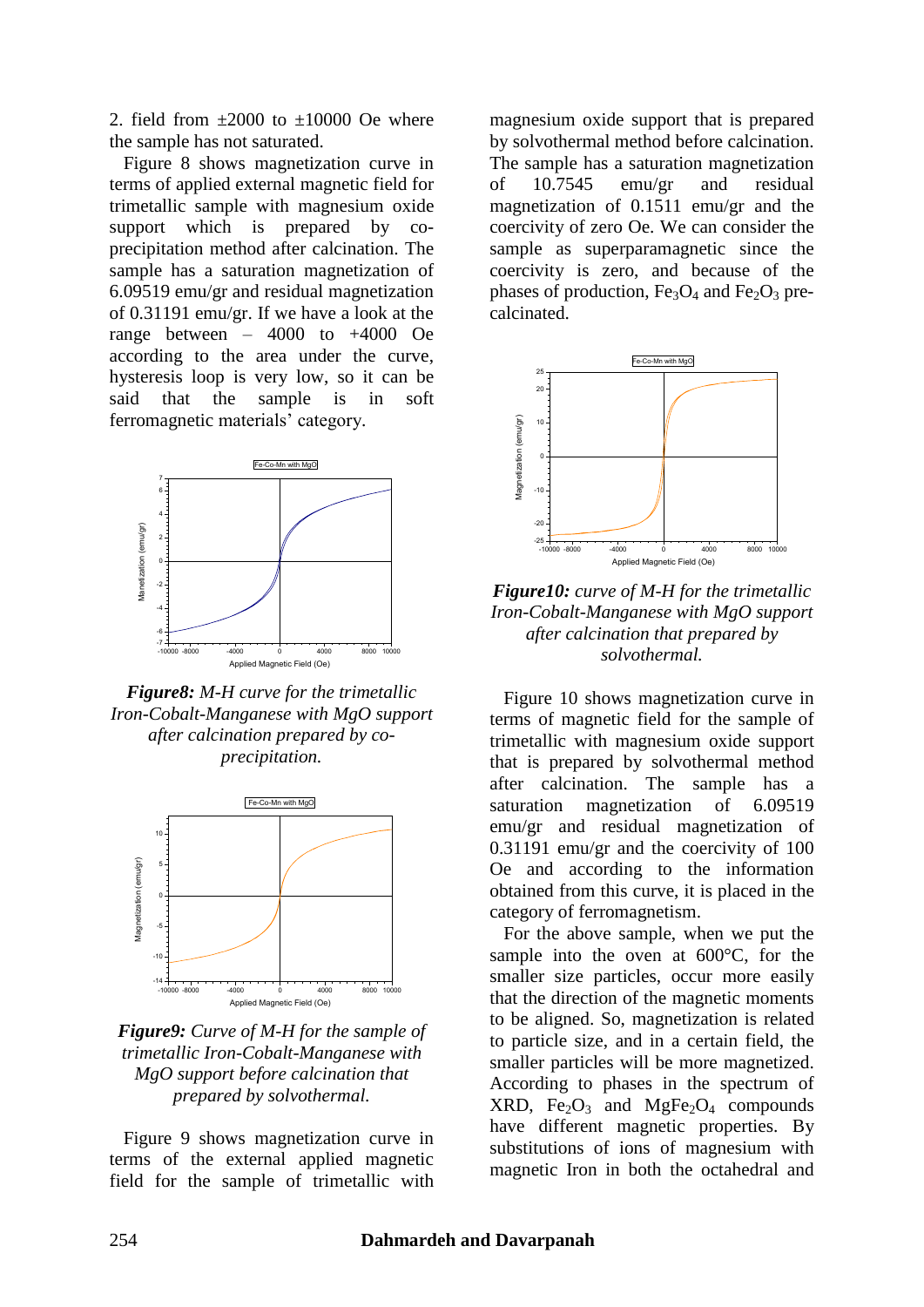2. field from ±2000 to ±10000 Oe where the sample has not saturated.

Figure 8 shows magnetization curve in terms of applied external magnetic field for trimetallic sample with magnesium oxide support which is prepared by co-precipitation method after calcination. The sample has a saturation magnetization of 6.09519 emu/gr and residual magnetization of 0.31191 emu/gr. If we have a look at the range between – 4000 to +4000 Oe according to the area under the curve, hysteresis loop is very low, so it can be said that the sample is in soft ferromagnetic materials' category.

***Figure8:*** *M-H curve for the trimetallic Iron-Cobalt-Manganese with MgO support after calcination prepared by co-precipitation.*

***Figure9:*** *Curve of M-H for the sample of trimetallic Iron-Cobalt-Manganese with MgO support before calcination that prepared by solvothermal.*

Figure 9 shows magnetization curve in terms of the external applied magnetic field for the sample of trimetallic with magnesium oxide support that is prepared by solvothermal method before calcination. The sample has a saturation magnetization of 10.7545 emu/gr and residual magnetization of 0.1511 emu/gr and the coercivity of zero Oe. We can consider the sample as superparamagnetic since the coercivity is zero, and because of the phases of production, $Fe_3O_4$ and $Fe_2O_3$ pre-calcinated.

***Figure10:*** *curve of M-H for the trimetallic Iron-Cobalt-Manganese with MgO support after calcination that prepared by solvothermal.*

Figure 10 shows magnetization curve in terms of magnetic field for the sample of trimetallic with magnesium oxide support that is prepared by solvothermal method after calcination. The sample has a saturation magnetization of 6.09519 emu/gr and residual magnetization of 0.31191 emu/gr and the coercivity of 100 Oe and according to the information obtained from this curve, it is placed in the category of ferromagnetism.

For the above sample, when we put the sample into the oven at 600°C, for the smaller size particles, occur more easily that the direction of the magnetic moments to be aligned. So, magnetization is related to particle size, and in a certain field, the smaller particles will be more magnetized. According to phases in the spectrum of XRD, $Fe_2O_3$ and $MgFe_2O_4$ compounds have different magnetic properties. By substitutions of ions of magnesium with magnetic Iron in both the octahedral and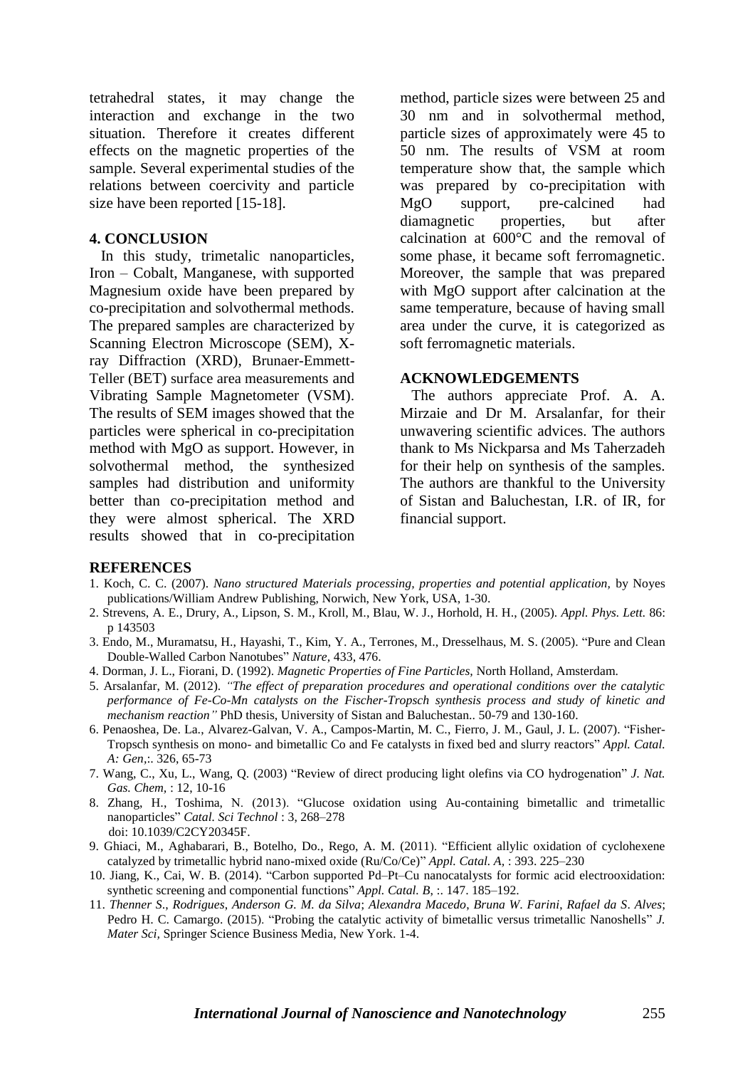tetrahedral states, it may change the interaction and exchange in the two situation. Therefore it creates different effects on the magnetic properties of the sample. Several experimental studies of the relations between coercivity and particle size have been reported [15-18].

## 4. CONCLUSION

In this study, trimetalic nanoparticles, Iron – Cobalt, Manganese, with supported Magnesium oxide have been prepared by co-precipitation and solvothermal methods. The prepared samples are characterized by Scanning Electron Microscope (SEM), X-ray Diffraction (XRD), Brunaer-Emmett-Teller (BET) surface area measurements and Vibrating Sample Magnetometer (VSM). The results of SEM images showed that the particles were spherical in co-precipitation method with MgO as support. However, in solvothermal method, the synthesized samples had distribution and uniformity better than co-precipitation method and they were almost spherical. The XRD results showed that in co-precipitation method, particle sizes were between 25 and 30 nm and in solvothermal method, particle sizes of approximately were 45 to 50 nm. The results of VSM at room temperature show that, the sample which was prepared by co-precipitation with MgO support, pre-calcined had diamagnetic properties, but after calcination at 600°C and the removal of some phase, it became soft ferromagnetic. Moreover, the sample that was prepared with MgO support after calcination at the same temperature, because of having small area under the curve, it is categorized as soft ferromagnetic materials.

## ACKNOWLEDGEMENTS

The authors appreciate Prof. A. A. Mirzaie and Dr M. Arsalanfar, for their unwavering scientific advices. The authors thank to Ms Nickparsa and Ms Taherzadeh for their help on synthesis of the samples. The authors are thankful to the University of Sistan and Baluchestan, I.R. of IR, for financial support.

## REFERENCES

1. Koch, C. C. (2007). *Nano structured Materials processing, properties and potential application,* by Noyes publications/William Andrew Publishing, Norwich, New York, USA, 1-30.
2. Strevens, A. E., Drury, A., Lipson, S. M., Kroll, M., Blau, W. J., Horhold, H. H., (2005). *Appl. Phys. Lett.* 86: p 143503
3. Endo, M., Muramatsu, H., Hayashi, T., Kim, Y. A., Terrones, M., Dresselhaus, M. S. (2005). "Pure and Clean Double-Walled Carbon Nanotubes" *Nature,* 433, 476.
4. Dorman, J. L., Fiorani, D. (1992). *Magnetic Properties of Fine Particles,* North Holland, Amsterdam.
5. Arsalanfar, M. (2012). *"The effect of preparation procedures and operational conditions over the catalytic performance of Fe-Co-Mn catalysts on the Fischer-Tropsch synthesis process and study of kinetic and mechanism reaction"* PhD thesis, University of Sistan and Baluchestan.. 50-79 and 130-160.
6. Penaoshea, De. La., Alvarez-Galvan, V. A., Campos-Martin, M. C., Fierro, J. M., Gaul, J. L. (2007). "Fisher-Tropsch synthesis on mono- and bimetallic Co and Fe catalysts in fixed bed and slurry reactors" *Appl. Catal. A: Gen,*:. 326, 65-73
7. Wang, C., Xu, L., Wang, Q. (2003) "Review of direct producing light olefins via CO hydrogenation" *J. Nat. Gas. Chem,* : 12, 10-16
8. Zhang, H., Toshima, N. (2013). "Glucose oxidation using Au-containing bimetallic and trimetallic nanoparticles" *Catal. Sci Technol* : 3, 268–278
   doi: 10.1039/C2CY20345F.
9. Ghiaci, M., Aghabarari, B., Botelho, Do., Rego, A. M. (2011). "Efficient allylic oxidation of cyclohexene catalyzed by trimetallic hybrid nano-mixed oxide (Ru/Co/Ce)" *Appl. Catal. A,* : 393. 225–230
10. Jiang, K., Cai, W. B. (2014). "Carbon supported Pd–Pt–Cu nanocatalysts for formic acid electrooxidation: synthetic screening and componential functions" *Appl. Catal. B,* :. 147. 185–192.
11. *Thenner S., Rodrigues, Anderson G. M. da Silva; Alexandra Macedo, Bruna W. Farini, Rafael da S. Alves;* Pedro H. C. Camargo. (2015). "Probing the catalytic activity of bimetallic versus trimetallic Nanoshells" *J. Mater Sci,* Springer Science Business Media, New York. 1-4.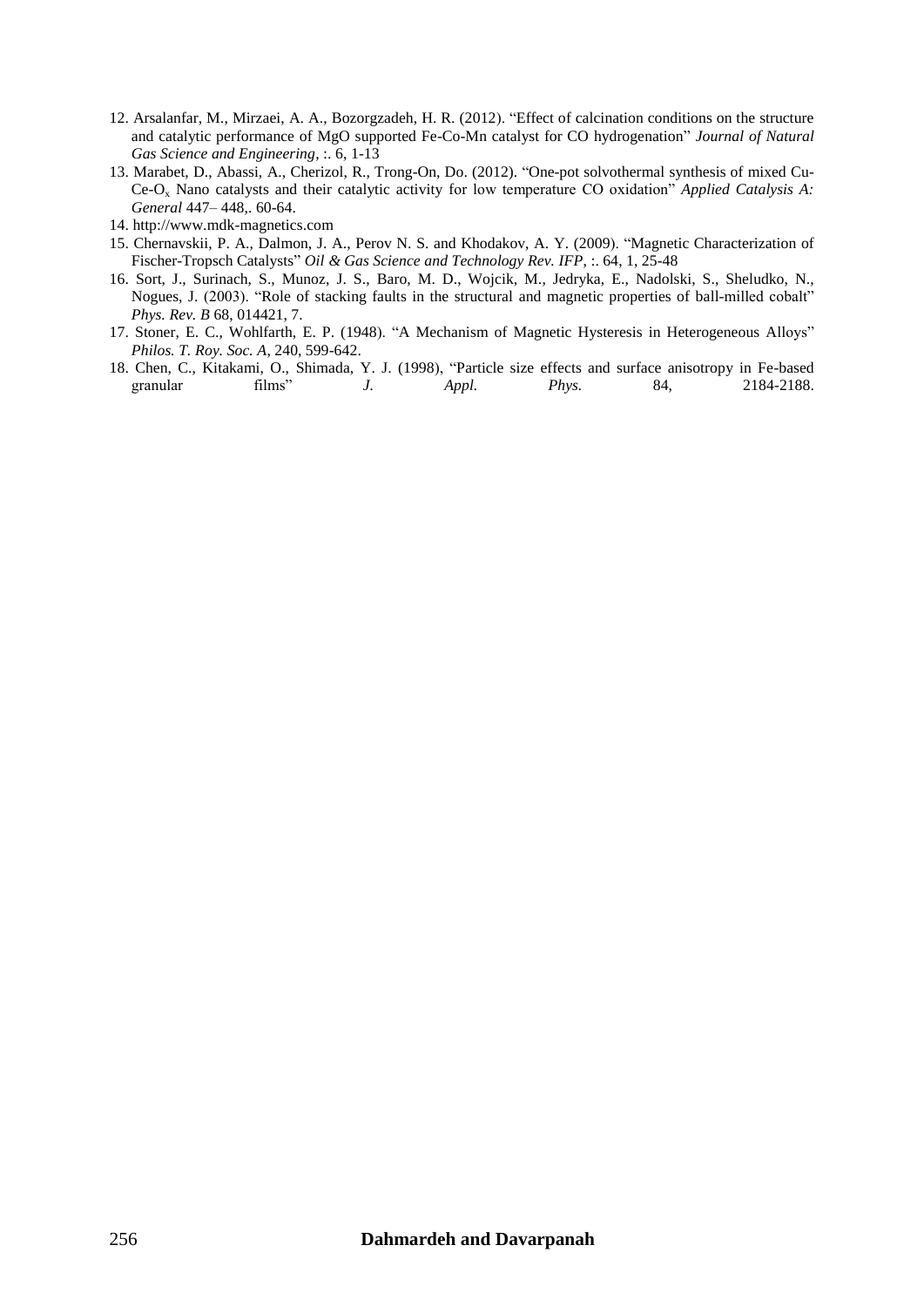12. Arsalanfar, M., Mirzaei, A. A., Bozorgzadeh, H. R. (2012). "Effect of calcination conditions on the structure and catalytic performance of MgO supported Fe-Co-Mn catalyst for CO hydrogenation" *Journal of Natural Gas Science and Engineering*, :. 6, 1-13
13. Marabet, D., Abassi, A., Cherizol, R., Trong-On, Do. (2012). "One-pot solvothermal synthesis of mixed Cu-Ce-$O_x$ Nano catalysts and their catalytic activity for low temperature CO oxidation" *Applied Catalysis A: General* 447– 448,. 60-64.
14. http://www.mdk-magnetics.com
15. Chernavskii, P. A., Dalmon, J. A., Perov N. S. and Khodakov, A. Y. (2009). "Magnetic Characterization of Fischer-Tropsch Catalysts" *Oil & Gas Science and Technology Rev. IFP*, :. 64, 1, 25-48
16. Sort, J., Surinach, S., Munoz, J. S., Baro, M. D., Wojcik, M., Jedryka, E., Nadolski, S., Sheludko, N., Nogues, J. (2003). "Role of stacking faults in the structural and magnetic properties of ball-milled cobalt" *Phys. Rev. B* 68, 014421, 7.
17. Stoner, E. C., Wohlfarth, E. P. (1948). "A Mechanism of Magnetic Hysteresis in Heterogeneous Alloys" *Philos. T. Roy. Soc. A*, 240, 599-642.
18. Chen, C., Kitakami, O., Shimada, Y. J. (1998), "Particle size effects and surface anisotropy in Fe-based granular films" *J. Appl. Phys.* 84, 2184-2188.